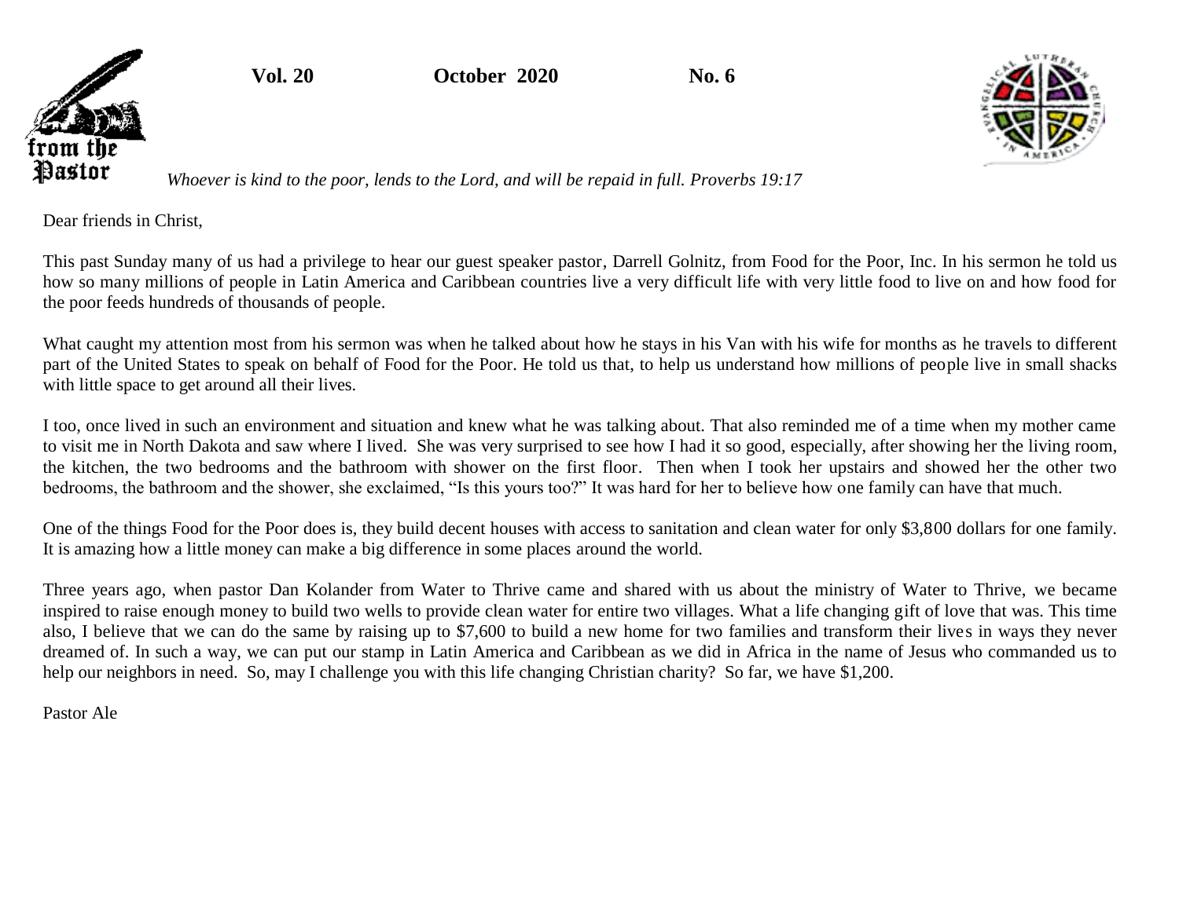from the Pastor

**Vol. 20 October 2020 No. 6**

*Whoever is kind to the poor, lends to the Lord, and will be repaid in full. Proverbs 19:17*

Dear friends in Christ,

This past Sunday many of us had a privilege to hear our guest speaker pastor, Darrell Golnitz, from Food for the Poor, Inc. In his sermon he told us how so many millions of people in Latin America and Caribbean countries live a very difficult life with very little food to live on and how food for the poor feeds hundreds of thousands of people.

What caught my attention most from his sermon was when he talked about how he stays in his Van with his wife for months as he travels to different part of the United States to speak on behalf of Food for the Poor. He told us that, to help us understand how millions of people live in small shacks with little space to get around all their lives.

I too, once lived in such an environment and situation and knew what he was talking about. That also reminded me of a time when my mother came to visit me in North Dakota and saw where I lived. She was very surprised to see how I had it so good, especially, after showing her the living room, the kitchen, the two bedrooms and the bathroom with shower on the first floor. Then when I took her upstairs and showed her the other two bedrooms, the bathroom and the shower, she exclaimed, "Is this yours too?" It was hard for her to believe how one family can have that much.

One of the things Food for the Poor does is, they build decent houses with access to sanitation and clean water for only $3,800 dollars for one family. It is amazing how a little money can make a big difference in some places around the world.

Three years ago, when pastor Dan Kolander from Water to Thrive came and shared with us about the ministry of Water to Thrive, we became inspired to raise enough money to build two wells to provide clean water for entire two villages. What a life changing gift of love that was. This time also, I believe that we can do the same by raising up to $7,600 to build a new home for two families and transform their lives in ways they never dreamed of. In such a way, we can put our stamp in Latin America and Caribbean as we did in Africa in the name of Jesus who commanded us to help our neighbors in need. So, may I challenge you with this life changing Christian charity? So far, we have $1,200.

Pastor Ale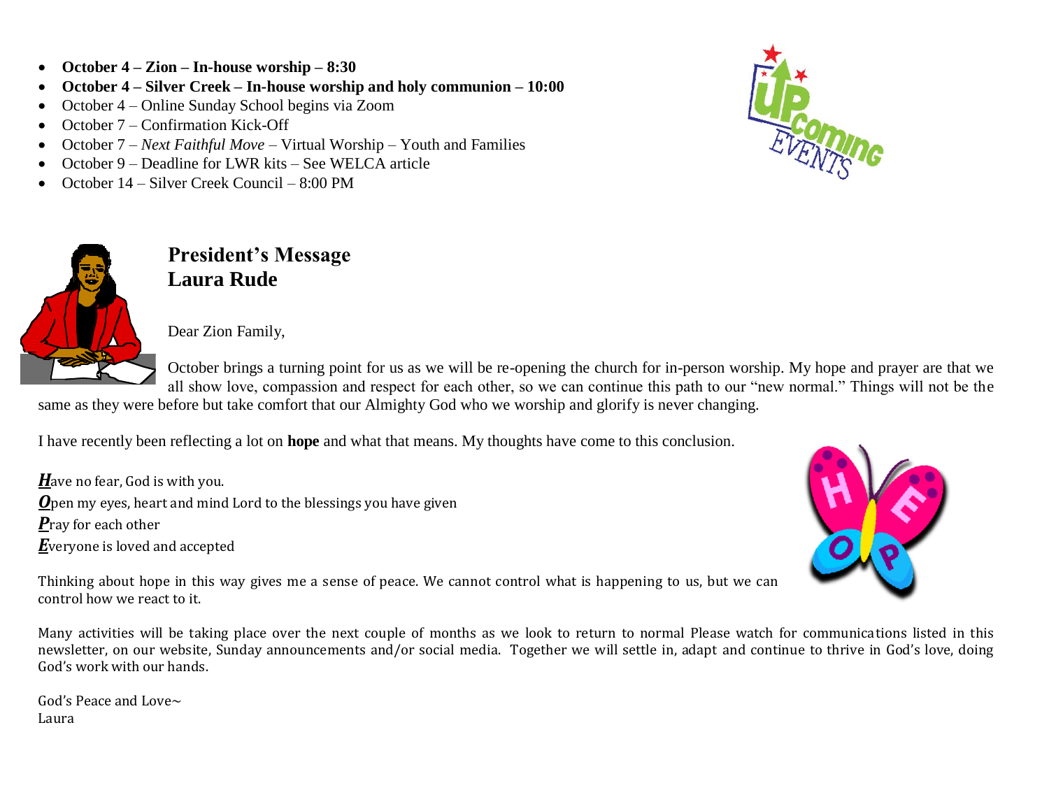- **October 4 – Zion – In-house worship – 8:30**
- **October 4 – Silver Creek – In-house worship and holy communion – 10:00**
- October 4 – Online Sunday School begins via Zoom
- October 7 – Confirmation Kick-Off
- October 7 – *Next Faithful Move* – Virtual Worship – Youth and Families
- October 9 – Deadline for LWR kits – See WELCA article
- October 14 – Silver Creek Council – 8:00 PM

## President's Message
## Laura Rude

Dear Zion Family,

October brings a turning point for us as we will be re-opening the church for in-person worship. My hope and prayer are that we all show love, compassion and respect for each other, so we can continue this path to our "new normal." Things will not be the same as they were before but take comfort that our Almighty God who we worship and glorify is never changing.

I have recently been reflecting a lot on **hope** and what that means. My thoughts have come to this conclusion.

***H***ave no fear, God is with you.
***O***pen my eyes, heart and mind Lord to the blessings you have given
***P***ray for each other
***E***veryone is loved and accepted

Thinking about hope in this way gives me a sense of peace. We cannot control what is happening to us, but we can control how we react to it.

Many activities will be taking place over the next couple of months as we look to return to normal Please watch for communications listed in this newsletter, on our website, Sunday announcements and/or social media. Together we will settle in, adapt and continue to thrive in God's love, doing God's work with our hands.

God's Peace and Love~
Laura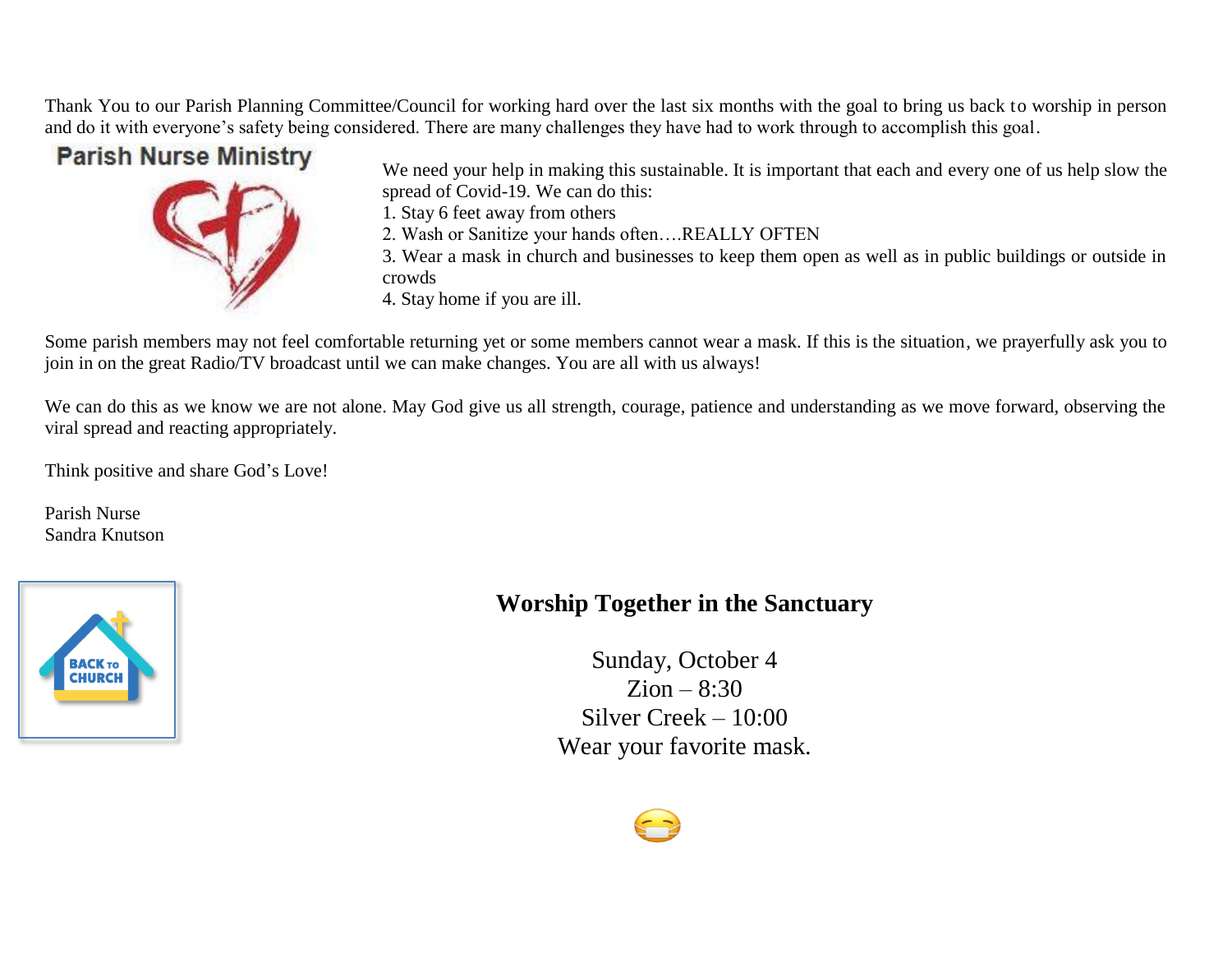Thank You to our Parish Planning Committee/Council for working hard over the last six months with the goal to bring us back to worship in person and do it with everyone's safety being considered. There are many challenges they have had to work through to accomplish this goal.

## Parish Nurse Ministry

We need your help in making this sustainable. It is important that each and every one of us help slow the spread of Covid-19. We can do this:

1. Stay 6 feet away from others
2. Wash or Sanitize your hands often….REALLY OFTEN
3. Wear a mask in church and businesses to keep them open as well as in public buildings or outside in crowds
4. Stay home if you are ill.

Some parish members may not feel comfortable returning yet or some members cannot wear a mask. If this is the situation, we prayerfully ask you to join in on the great Radio/TV broadcast until we can make changes. You are all with us always!

We can do this as we know we are not alone. May God give us all strength, courage, patience and understanding as we move forward, observing the viral spread and reacting appropriately.

Think positive and share God's Love!

Parish Nurse
Sandra Knutson

## Worship Together in the Sanctuary

Sunday, October 4
Zion – 8:30
Silver Creek – 10:00
Wear your favorite mask.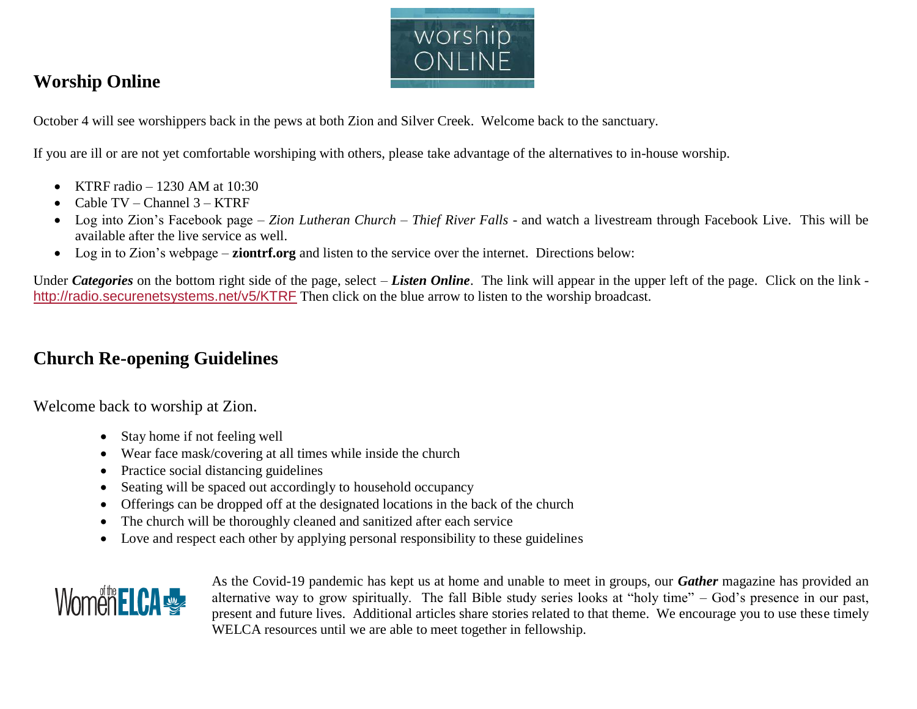## Worship Online

October 4 will see worshippers back in the pews at both Zion and Silver Creek.  Welcome back to the sanctuary.

If you are ill or are not yet comfortable worshiping with others, please take advantage of the alternatives to in-house worship.

- KTRF radio – 1230 AM at 10:30
- Cable TV – Channel 3 – KTRF
- Log into Zion's Facebook page – *Zion Lutheran Church – Thief River Falls* - and watch a livestream through Facebook Live.  This will be available after the live service as well.
- Log in to Zion's webpage – **ziontrf.org** and listen to the service over the internet.  Directions below:

Under ***Categories*** on the bottom right side of the page, select – ***Listen Online***.  The link will appear in the upper left of the page.  Click on the link - http://radio.securenetsystems.net/v5/KTRF Then click on the blue arrow to listen to the worship broadcast.

## Church Re-opening Guidelines

Welcome back to worship at Zion.

- Stay home if not feeling well
- Wear face mask/covering at all times while inside the church
- Practice social distancing guidelines
- Seating will be spaced out accordingly to household occupancy
- Offerings can be dropped off at the designated locations in the back of the church
- The church will be thoroughly cleaned and sanitized after each service
- Love and respect each other by applying personal responsibility to these guidelines

As the Covid-19 pandemic has kept us at home and unable to meet in groups, our ***Gather*** magazine has provided an alternative way to grow spiritually.  The fall Bible study series looks at "holy time" – God's presence in our past, present and future lives.  Additional articles share stories related to that theme.  We encourage you to use these timely WELCA resources until we are able to meet together in fellowship.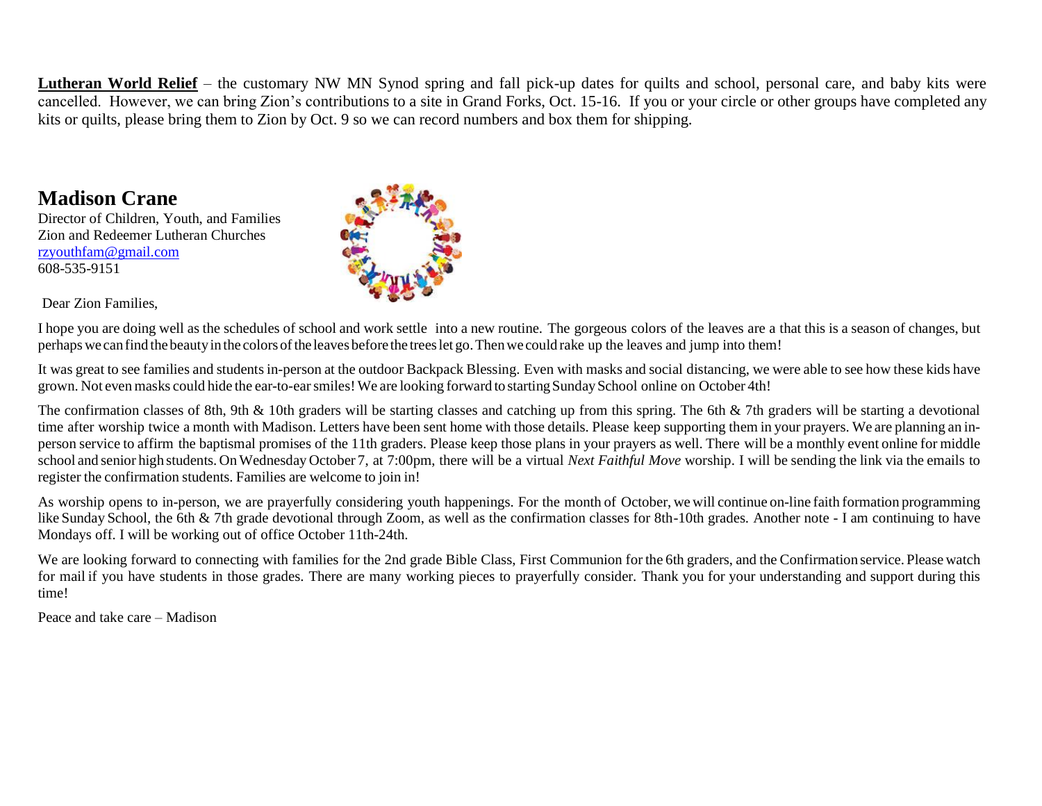**Lutheran World Relief** – the customary NW MN Synod spring and fall pick-up dates for quilts and school, personal care, and baby kits were cancelled. However, we can bring Zion's contributions to a site in Grand Forks, Oct. 15-16. If you or your circle or other groups have completed any kits or quilts, please bring them to Zion by Oct. 9 so we can record numbers and box them for shipping.

## Madison Crane

Director of Children, Youth, and Families
Zion and Redeemer Lutheran Churches
rzyouthfam@gmail.com
608-535-9151

Dear Zion Families,

I hope you are doing well as the schedules of school and work settle into a new routine. The gorgeous colors of the leaves are a that this is a season of changes, but perhaps we can find the beauty in the colors of the leaves before the trees let go. Then we could rake up the leaves and jump into them!

It was great to see families and students in-person at the outdoor Backpack Blessing. Even with masks and social distancing, we were able to see how these kids have grown. Not even masks could hide the ear-to-ear smiles! We are looking forward to starting Sunday School online on October 4th!

The confirmation classes of 8th, 9th & 10th graders will be starting classes and catching up from this spring. The 6th & 7th graders will be starting a devotional time after worship twice a month with Madison. Letters have been sent home with those details. Please keep supporting them in your prayers. We are planning an in-person service to affirm the baptismal promises of the 11th graders. Please keep those plans in your prayers as well. There will be a monthly event online for middle school and senior high students. On Wednesday October 7, at 7:00pm, there will be a virtual *Next Faithful Move* worship. I will be sending the link via the emails to register the confirmation students. Families are welcome to join in!

As worship opens to in-person, we are prayerfully considering youth happenings. For the month of October, we will continue on-line faith formation programming like Sunday School, the 6th & 7th grade devotional through Zoom, as well as the confirmation classes for 8th-10th grades. Another note - I am continuing to have Mondays off. I will be working out of office October 11th-24th.

We are looking forward to connecting with families for the 2nd grade Bible Class, First Communion for the 6th graders, and the Confirmation service. Please watch for mail if you have students in those grades. There are many working pieces to prayerfully consider. Thank you for your understanding and support during this time!

Peace and take care – Madison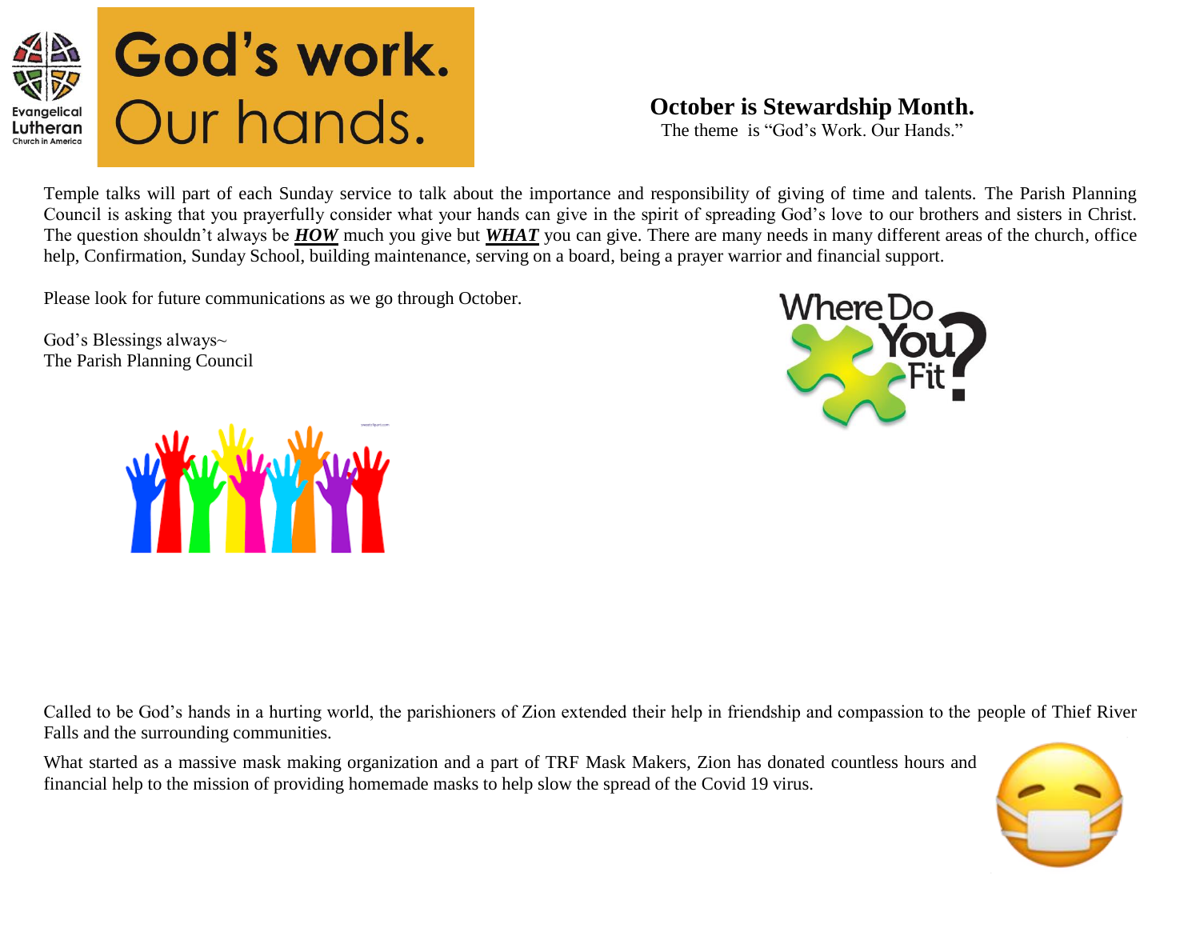God's work. Our hands.

## October is Stewardship Month.

The theme is "God's Work. Our Hands."

Temple talks will part of each Sunday service to talk about the importance and responsibility of giving of time and talents. The Parish Planning Council is asking that you prayerfully consider what your hands can give in the spirit of spreading God's love to our brothers and sisters in Christ. The question shouldn't always be ***HOW*** much you give but ***WHAT*** you can give. There are many needs in many different areas of the church, office help, Confirmation, Sunday School, building maintenance, serving on a board, being a prayer warrior and financial support.

Please look for future communications as we go through October.

God's Blessings always~
The Parish Planning Council

Where Do You Fit?

Called to be God's hands in a hurting world, the parishioners of Zion extended their help in friendship and compassion to the people of Thief River Falls and the surrounding communities.

What started as a massive mask making organization and a part of TRF Mask Makers, Zion has donated countless hours and financial help to the mission of providing homemade masks to help slow the spread of the Covid 19 virus.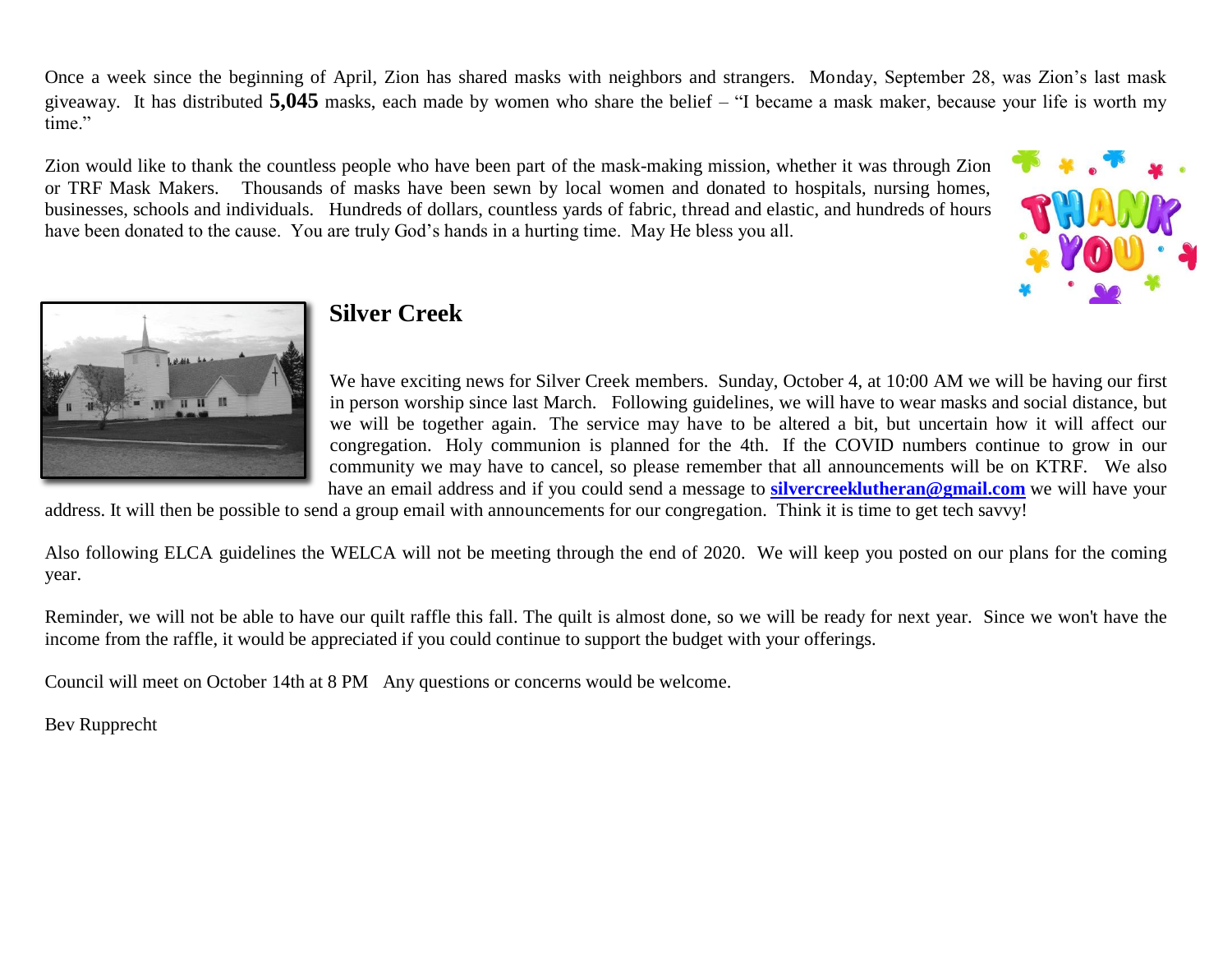Once a week since the beginning of April, Zion has shared masks with neighbors and strangers. Monday, September 28, was Zion's last mask giveaway. It has distributed **5,045** masks, each made by women who share the belief – "I became a mask maker, because your life is worth my time."

Zion would like to thank the countless people who have been part of the mask-making mission, whether it was through Zion or TRF Mask Makers. Thousands of masks have been sewn by local women and donated to hospitals, nursing homes, businesses, schools and individuals. Hundreds of dollars, countless yards of fabric, thread and elastic, and hundreds of hours have been donated to the cause. You are truly God's hands in a hurting time. May He bless you all.

## Silver Creek

We have exciting news for Silver Creek members. Sunday, October 4, at 10:00 AM we will be having our first in person worship since last March. Following guidelines, we will have to wear masks and social distance, but we will be together again. The service may have to be altered a bit, but uncertain how it will affect our congregation. Holy communion is planned for the 4th. If the COVID numbers continue to grow in our community we may have to cancel, so please remember that all announcements will be on KTRF. We also have an email address and if you could send a message to **silvercreeklutheran@gmail.com** we will have your address. It will then be possible to send a group email with announcements for our congregation. Think it is time to get tech savvy!

Also following ELCA guidelines the WELCA will not be meeting through the end of 2020. We will keep you posted on our plans for the coming year.

Reminder, we will not be able to have our quilt raffle this fall. The quilt is almost done, so we will be ready for next year. Since we won't have the income from the raffle, it would be appreciated if you could continue to support the budget with your offerings.

Council will meet on October 14th at 8 PM Any questions or concerns would be welcome.

Bev Rupprecht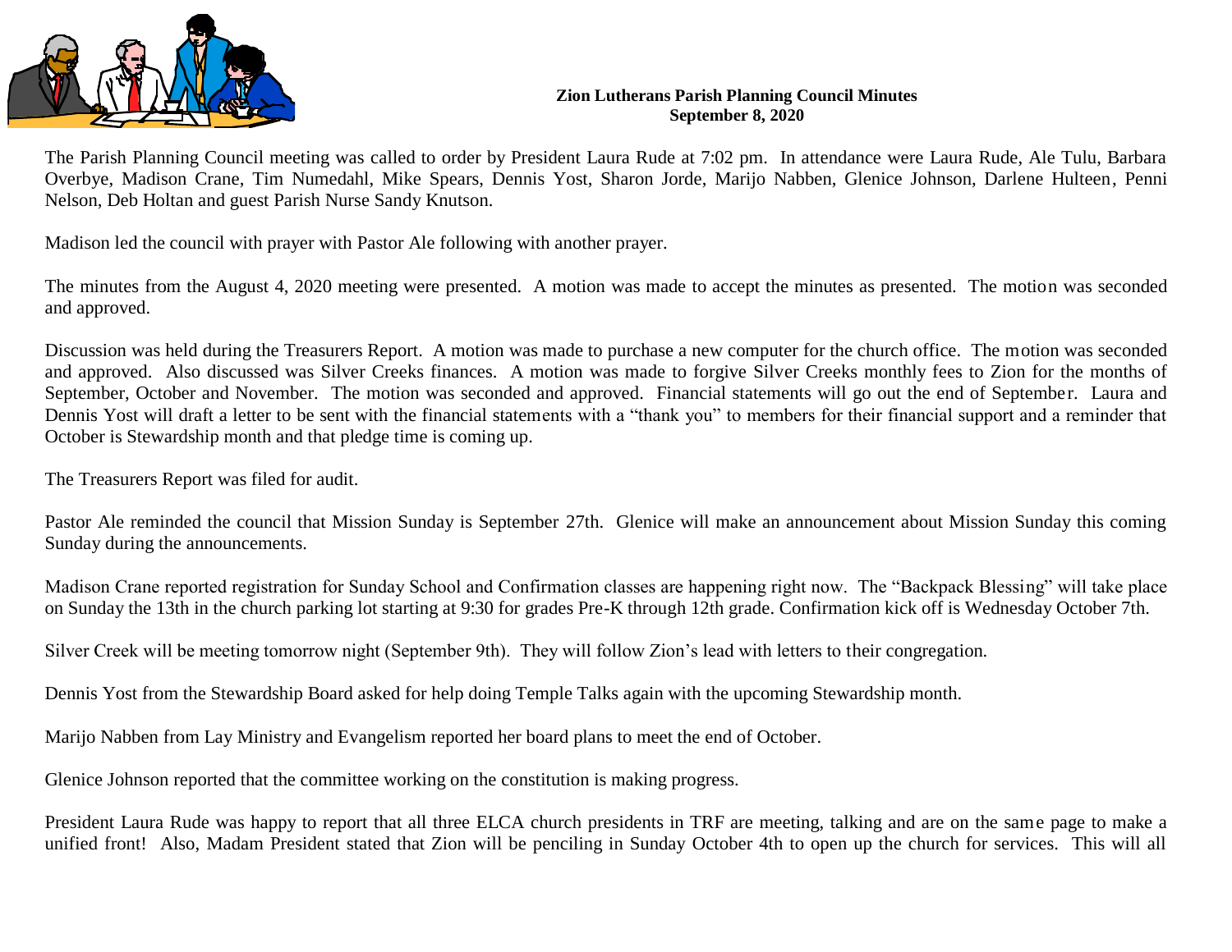**Zion Lutherans Parish Planning Council Minutes**
**September 8, 2020**

The Parish Planning Council meeting was called to order by President Laura Rude at 7:02 pm. In attendance were Laura Rude, Ale Tulu, Barbara Overbye, Madison Crane, Tim Numedahl, Mike Spears, Dennis Yost, Sharon Jorde, Marijo Nabben, Glenice Johnson, Darlene Hulteen, Penni Nelson, Deb Holtan and guest Parish Nurse Sandy Knutson.

Madison led the council with prayer with Pastor Ale following with another prayer.

The minutes from the August 4, 2020 meeting were presented. A motion was made to accept the minutes as presented. The motion was seconded and approved.

Discussion was held during the Treasurers Report. A motion was made to purchase a new computer for the church office. The motion was seconded and approved. Also discussed was Silver Creeks finances. A motion was made to forgive Silver Creeks monthly fees to Zion for the months of September, October and November. The motion was seconded and approved. Financial statements will go out the end of September. Laura and Dennis Yost will draft a letter to be sent with the financial statements with a "thank you" to members for their financial support and a reminder that October is Stewardship month and that pledge time is coming up.

The Treasurers Report was filed for audit.

Pastor Ale reminded the council that Mission Sunday is September 27th. Glenice will make an announcement about Mission Sunday this coming Sunday during the announcements.

Madison Crane reported registration for Sunday School and Confirmation classes are happening right now. The "Backpack Blessing" will take place on Sunday the 13th in the church parking lot starting at 9:30 for grades Pre-K through 12th grade. Confirmation kick off is Wednesday October 7th.

Silver Creek will be meeting tomorrow night (September 9th). They will follow Zion's lead with letters to their congregation.

Dennis Yost from the Stewardship Board asked for help doing Temple Talks again with the upcoming Stewardship month.

Marijo Nabben from Lay Ministry and Evangelism reported her board plans to meet the end of October.

Glenice Johnson reported that the committee working on the constitution is making progress.

President Laura Rude was happy to report that all three ELCA church presidents in TRF are meeting, talking and are on the same page to make a unified front! Also, Madam President stated that Zion will be penciling in Sunday October 4th to open up the church for services. This will all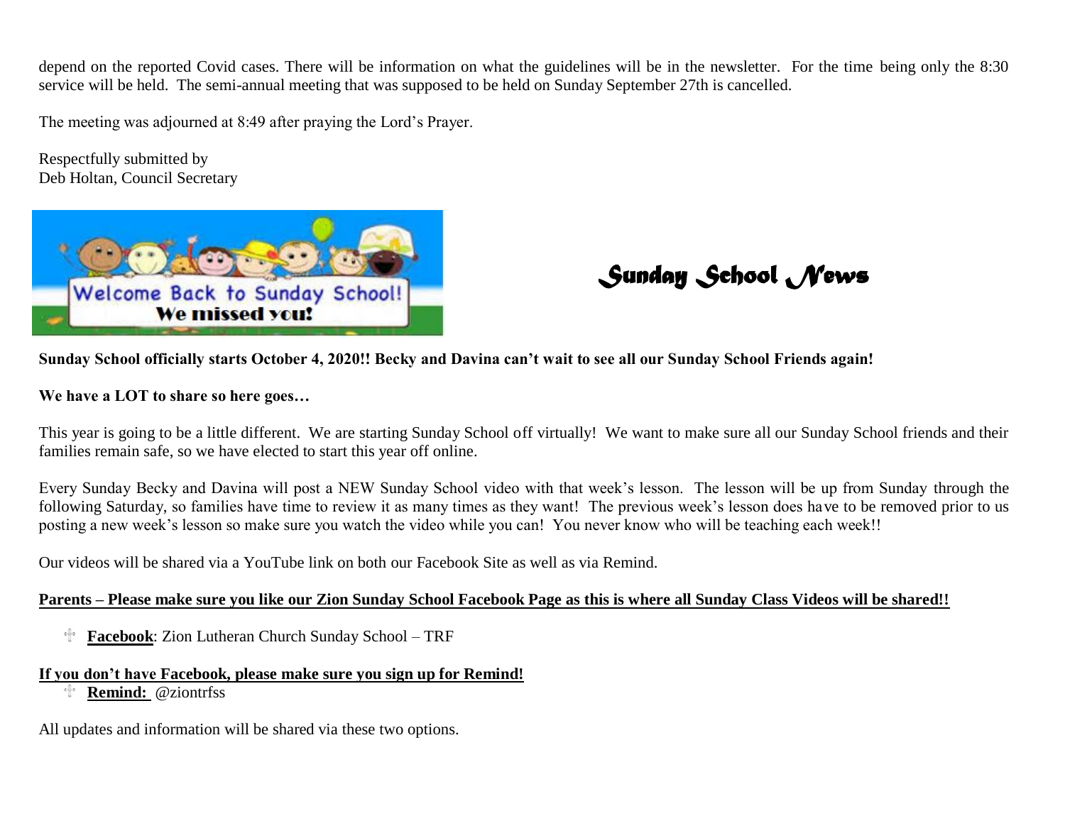depend on the reported Covid cases. There will be information on what the guidelines will be in the newsletter. For the time being only the 8:30 service will be held. The semi-annual meeting that was supposed to be held on Sunday September 27th is cancelled.

The meeting was adjourned at 8:49 after praying the Lord's Prayer.

Respectfully submitted by
Deb Holtan, Council Secretary

## *Sunday School News*

**Sunday School officially starts October 4, 2020!! Becky and Davina can't wait to see all our Sunday School Friends again!**

**We have a LOT to share so here goes…**

This year is going to be a little different. We are starting Sunday School off virtually! We want to make sure all our Sunday School friends and their families remain safe, so we have elected to start this year off online.

Every Sunday Becky and Davina will post a NEW Sunday School video with that week's lesson. The lesson will be up from Sunday through the following Saturday, so families have time to review it as many times as they want! The previous week's lesson does have to be removed prior to us posting a new week's lesson so make sure you watch the video while you can! You never know who will be teaching each week!!

Our videos will be shared via a YouTube link on both our Facebook Site as well as via Remind.

**Parents – Please make sure you like our Zion Sunday School Facebook Page as this is where all Sunday Class Videos will be shared!!**

- **Facebook**: Zion Lutheran Church Sunday School – TRF

**If you don't have Facebook, please make sure you sign up for Remind!**

- **Remind:** @ziontrfss

All updates and information will be shared via these two options.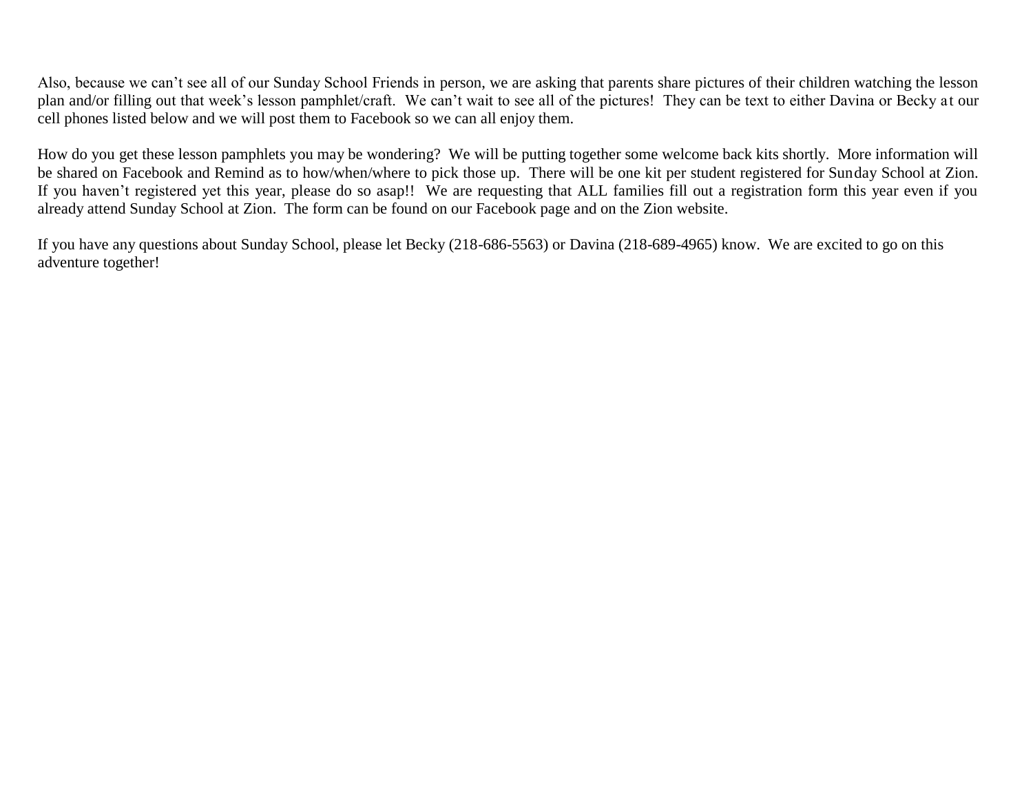Also, because we can't see all of our Sunday School Friends in person, we are asking that parents share pictures of their children watching the lesson plan and/or filling out that week's lesson pamphlet/craft. We can't wait to see all of the pictures! They can be text to either Davina or Becky at our cell phones listed below and we will post them to Facebook so we can all enjoy them.

How do you get these lesson pamphlets you may be wondering? We will be putting together some welcome back kits shortly. More information will be shared on Facebook and Remind as to how/when/where to pick those up. There will be one kit per student registered for Sunday School at Zion. If you haven't registered yet this year, please do so asap!! We are requesting that ALL families fill out a registration form this year even if you already attend Sunday School at Zion. The form can be found on our Facebook page and on the Zion website.

If you have any questions about Sunday School, please let Becky (218-686-5563) or Davina (218-689-4965) know. We are excited to go on this adventure together!